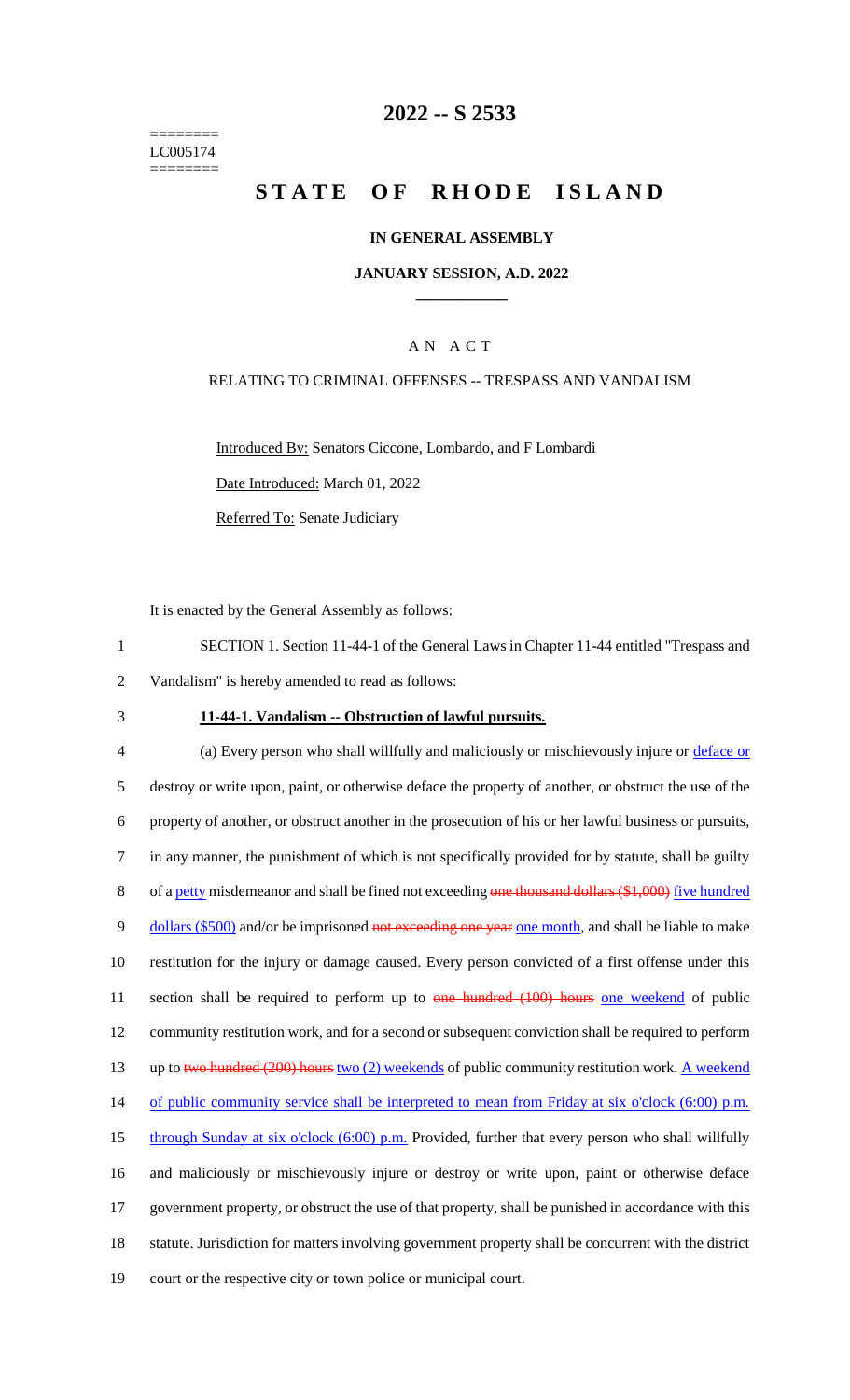# 2022 -- S 2533

========
LC005174
========

# STATE OF RHODE ISLAND

## IN GENERAL ASSEMBLY

### JANUARY SESSION, A.D. 2022

---

## A N A C T

### RELATING TO CRIMINAL OFFENSES -- TRESPASS AND VANDALISM

Introduced By: Senators Ciccone, Lombardo, and F Lombardi

Date Introduced: March 01, 2022

Referred To: Senate Judiciary

It is enacted by the General Assembly as follows:

1 SECTION 1. Section 11-44-1 of the General Laws in Chapter 11-44 entitled "Trespass and
2 Vandalism" is hereby amended to read as follows:

3 **11-44-1. Vandalism -- Obstruction of lawful pursuits.**

4 (a) Every person who shall willfully and maliciously or mischievously injure or deface or
5 destroy or write upon, paint, or otherwise deface the property of another, or obstruct the use of the
6 property of another, or obstruct another in the prosecution of his or her lawful business or pursuits,
7 in any manner, the punishment of which is not specifically provided for by statute, shall be guilty
8 of a petty misdemeanor and shall be fined not exceeding ~~one thousand dollars ($1,000)~~ five hundred
9 dollars ($500) and/or be imprisoned ~~not exceeding one year~~ one month, and shall be liable to make
10 restitution for the injury or damage caused. Every person convicted of a first offense under this
11 section shall be required to perform up to ~~one hundred (100) hours~~ one weekend of public
12 community restitution work, and for a second or subsequent conviction shall be required to perform
13 up to ~~two hundred (200) hours~~ two (2) weekends of public community restitution work. A weekend
14 of public community service shall be interpreted to mean from Friday at six o'clock (6:00) p.m.
15 through Sunday at six o'clock (6:00) p.m. Provided, further that every person who shall willfully
16 and maliciously or mischievously injure or destroy or write upon, paint or otherwise deface
17 government property, or obstruct the use of that property, shall be punished in accordance with this
18 statute. Jurisdiction for matters involving government property shall be concurrent with the district
19 court or the respective city or town police or municipal court.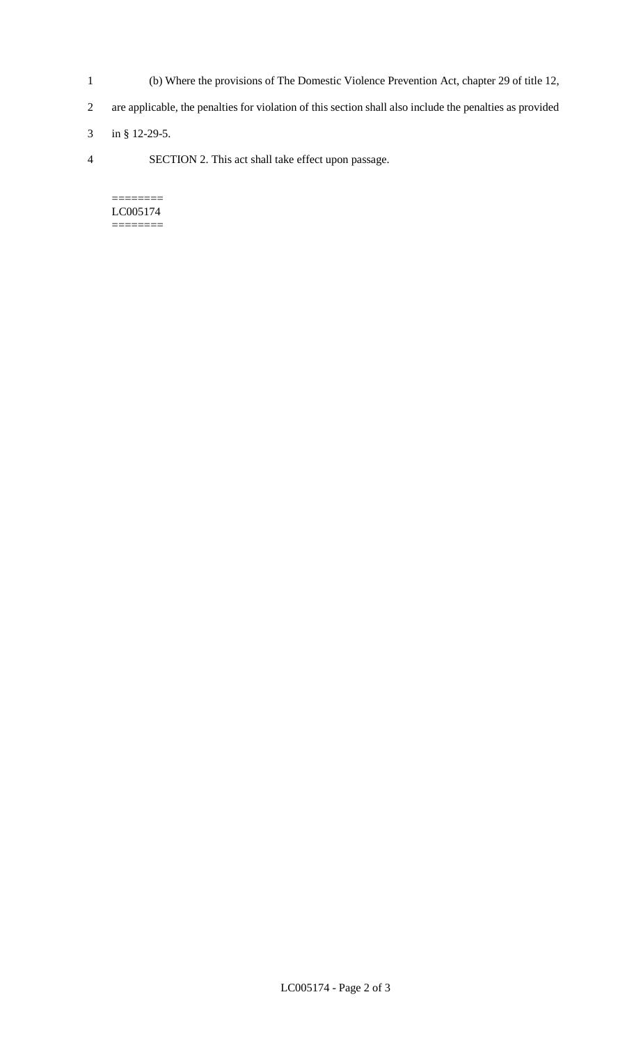(b) Where the provisions of The Domestic Violence Prevention Act, chapter 29 of title 12, are applicable, the penalties for violation of this section shall also include the penalties as provided in § 12-29-5.

SECTION 2. This act shall take effect upon passage.

========
LC005174
========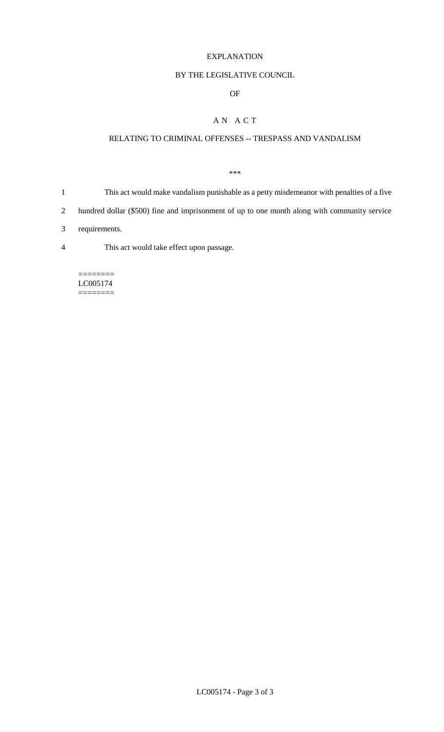EXPLANATION

BY THE LEGISLATIVE COUNCIL

OF

A N A C T

RELATING TO CRIMINAL OFFENSES -- TRESPASS AND VANDALISM

\*\*\*

This act would make vandalism punishable as a petty misdemeanor with penalties of a five hundred dollar ($500) fine and imprisonment of up to one month along with community service requirements.

This act would take effect upon passage.

========
LC005174
========